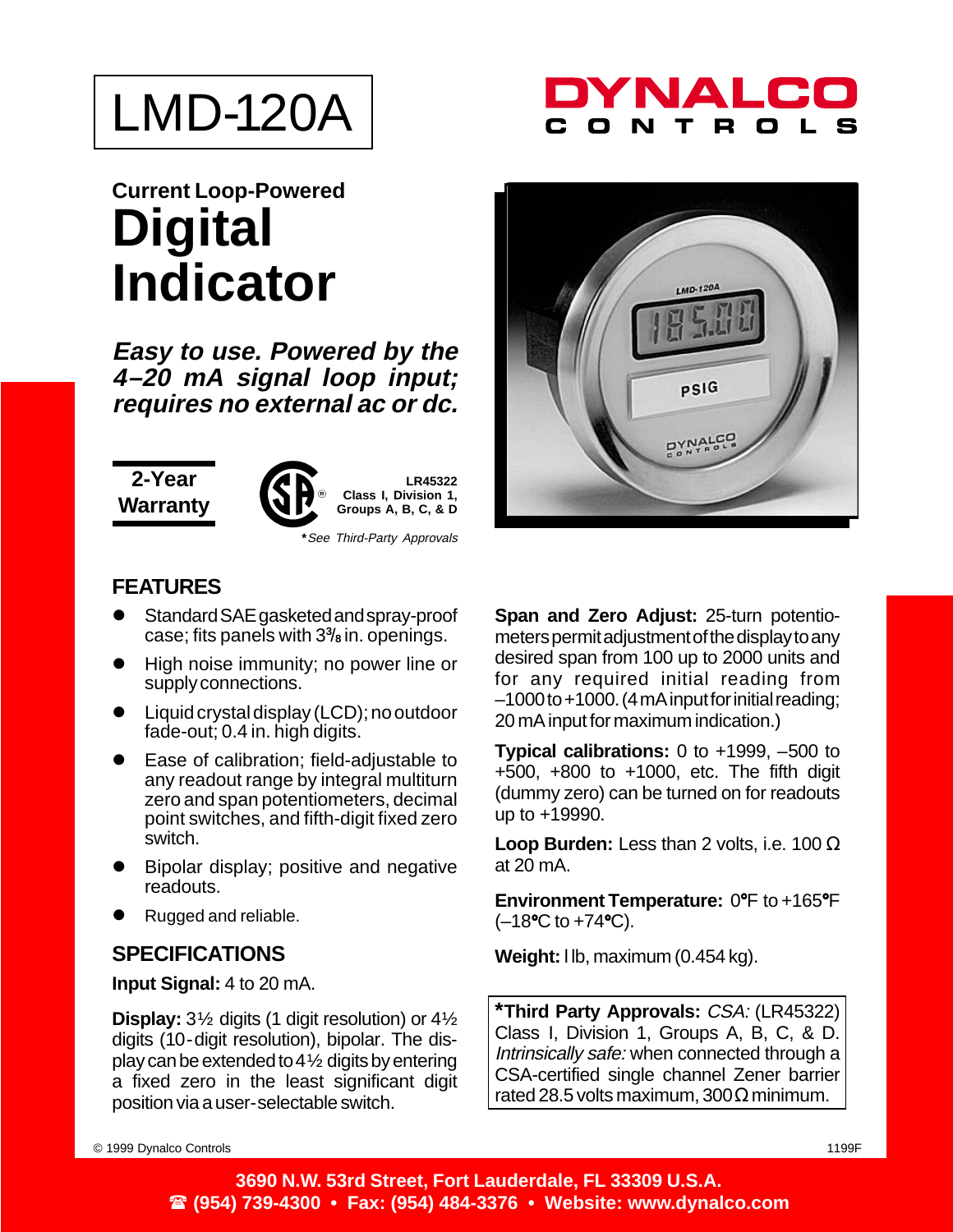# LMD-120A

DYNALCO CONTROLS

### Current Loop-Powered

# Digital Indicator

***Easy to use. Powered by the 4–20 mA signal loop input; requires no external ac or dc.***

**2-Year Warranty**

**LR45322**
**Class I, Division 1, Groups A, B, C, & D**

*\*See Third-Party Approvals*

## FEATURES

- Standard SAE gasketed and spray-proof case; fits panels with 3⅜ in. openings.
- High noise immunity; no power line or supply connections.
- Liquid crystal display (LCD); no outdoor fade-out; 0.4 in. high digits.
- Ease of calibration; field-adjustable to any readout range by integral multiturn zero and span potentiometers, decimal point switches, and fifth-digit fixed zero switch.
- Bipolar display; positive and negative readouts.
- Rugged and reliable.

## SPECIFICATIONS

**Input Signal:** 4 to 20 mA.

**Display:** 3½ digits (1 digit resolution) or 4½ digits (10-digit resolution), bipolar. The display can be extended to 4½ digits by entering a fixed zero in the least significant digit position via a user-selectable switch.

**Span and Zero Adjust:** 25-turn potentiometers permit adjustment of the display to any desired span from 100 up to 2000 units and for any required initial reading from –1000 to +1000. (4 mA input for initial reading; 20 mA input for maximum indication.)

**Typical calibrations:** 0 to +1999, –500 to +500, +800 to +1000, etc. The fifth digit (dummy zero) can be turned on for readouts up to +19990.

**Loop Burden:** Less than 2 volts, i.e. 100 Ω at 20 mA.

**Environment Temperature:** 0°F to +165°F (–18°C to +74°C).

**Weight:** l lb, maximum (0.454 kg).

**\*Third Party Approvals:** *CSA:* (LR45322) Class I, Division 1, Groups A, B, C, & D. *Intrinsically safe:* when connected through a CSA-certified single channel Zener barrier rated 28.5 volts maximum, 300 Ω minimum.

© 1999 Dynalco Controls

1199F

**3690 N.W. 53rd Street, Fort Lauderdale, FL 33309 U.S.A.**
**☎ (954) 739-4300 • Fax: (954) 484-3376 • Website: www.dynalco.com**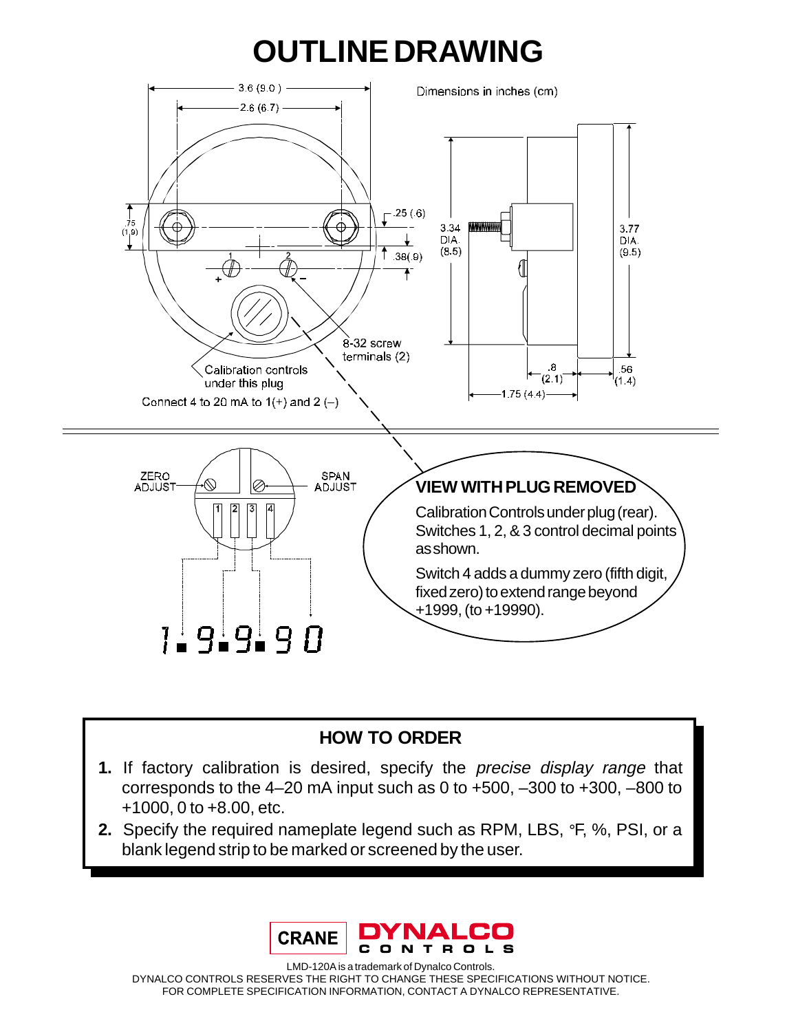# OUTLINE DRAWING

Dimensions in inches (cm)

3.6 (9.0)

2.6 (6.7)

.75 (1.9)

.25 (.6)

.38(.9)

3.34 DIA. (8.5)

3.77 DIA. (9.5)

.8 (2.1)

.56 (1.4)

1.75 (4.4)

8-32 screw terminals (2)

Calibration controls under this plug

Connect 4 to 20 mA to 1(+) and 2 (–)

ZERO ADJUST

SPAN ADJUST

1 2 3 4

1.9.9.9 0

## VIEW WITH PLUG REMOVED

Calibration Controls under plug (rear). Switches 1, 2, & 3 control decimal points as shown.

Switch 4 adds a dummy zero (fifth digit, fixed zero) to extend range beyond +1999, (to +19990).

## HOW TO ORDER

1. If factory calibration is desired, specify the *precise display range* that corresponds to the 4–20 mA input such as 0 to +500, –300 to +300, –800 to +1000, 0 to +8.00, etc.
2. Specify the required nameplate legend such as RPM, LBS, °F, %, PSI, or a blank legend strip to be marked or screened by the user.

CRANE DYNALCO CONTROLS

LMD-120A is a trademark of Dynalco Controls.

DYNALCO CONTROLS RESERVES THE RIGHT TO CHANGE THESE SPECIFICATIONS WITHOUT NOTICE.

FOR COMPLETE SPECIFICATION INFORMATION, CONTACT A DYNALCO REPRESENTATIVE.